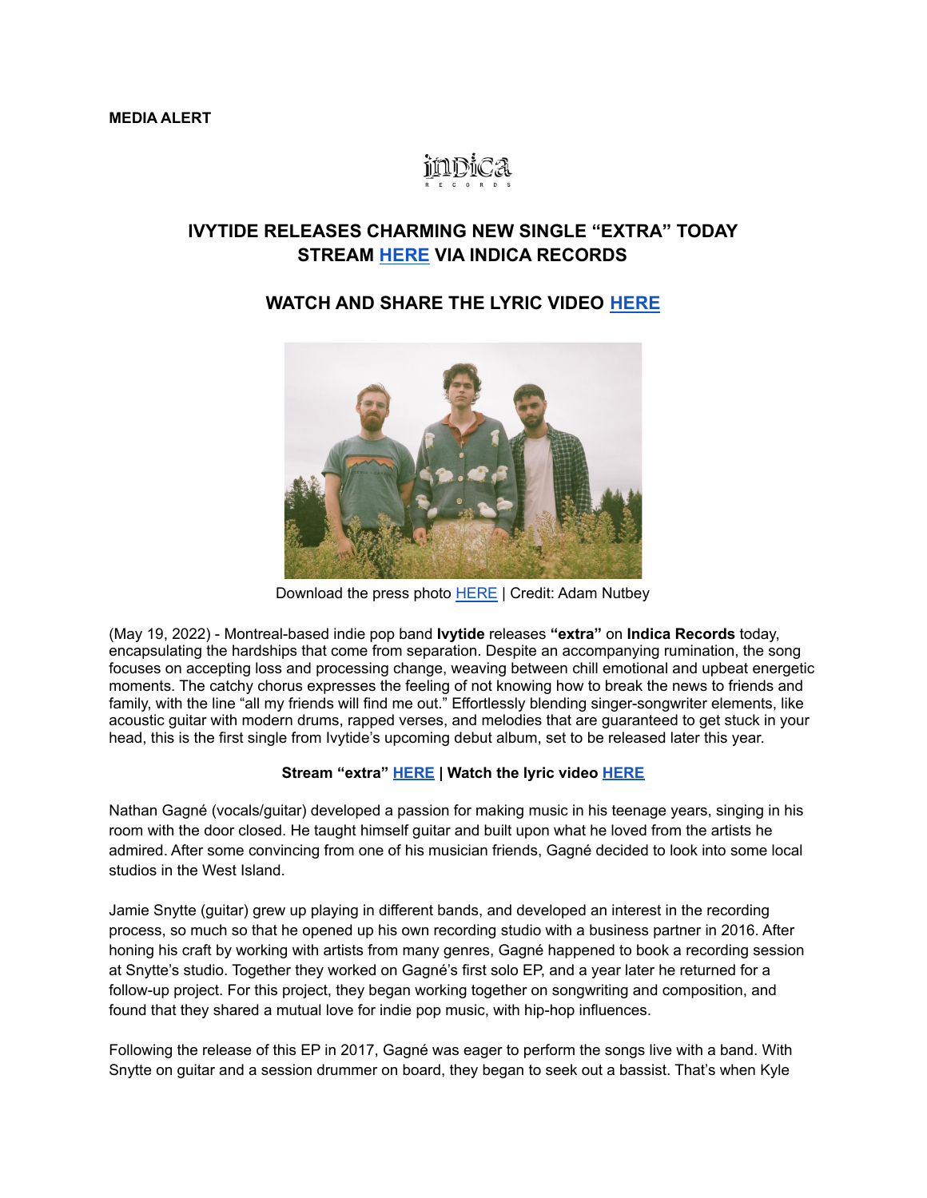**MEDIA ALERT**

indica
R E C O R D S

## IVYTIDE RELEASES CHARMING NEW SINGLE "EXTRA" TODAY STREAM HERE VIA INDICA RECORDS

## WATCH AND SHARE THE LYRIC VIDEO HERE

Download the press photo HERE | Credit: Adam Nutbey

(May 19, 2022) - Montreal-based indie pop band **Ivytide** releases **"extra"** on **Indica Records** today, encapsulating the hardships that come from separation. Despite an accompanying rumination, the song focuses on accepting loss and processing change, weaving between chill emotional and upbeat energetic moments. The catchy chorus expresses the feeling of not knowing how to break the news to friends and family, with the line "all my friends will find me out." Effortlessly blending singer-songwriter elements, like acoustic guitar with modern drums, rapped verses, and melodies that are guaranteed to get stuck in your head, this is the first single from Ivytide's upcoming debut album, set to be released later this year.

**Stream "extra" HERE | Watch the lyric video HERE**

Nathan Gagné (vocals/guitar) developed a passion for making music in his teenage years, singing in his room with the door closed. He taught himself guitar and built upon what he loved from the artists he admired. After some convincing from one of his musician friends, Gagné decided to look into some local studios in the West Island.

Jamie Snytte (guitar) grew up playing in different bands, and developed an interest in the recording process, so much so that he opened up his own recording studio with a business partner in 2016. After honing his craft by working with artists from many genres, Gagné happened to book a recording session at Snytte's studio. Together they worked on Gagné's first solo EP, and a year later he returned for a follow-up project. For this project, they began working together on songwriting and composition, and found that they shared a mutual love for indie pop music, with hip-hop influences.

Following the release of this EP in 2017, Gagné was eager to perform the songs live with a band. With Snytte on guitar and a session drummer on board, they began to seek out a bassist. That's when Kyle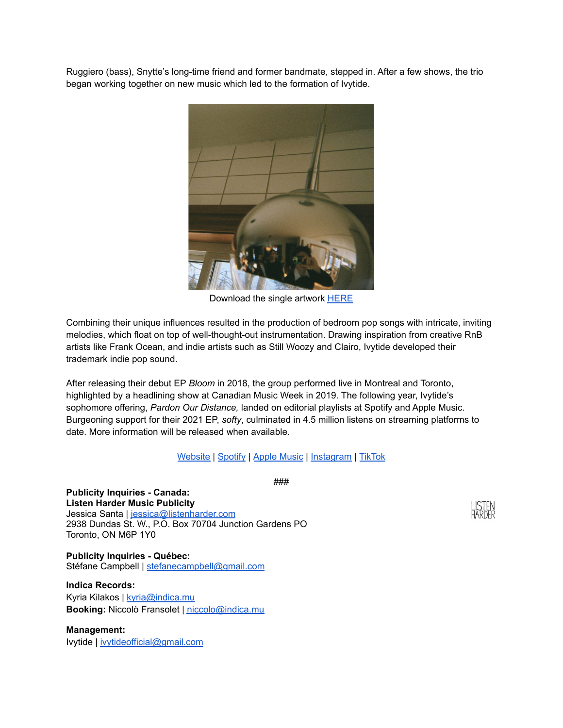Ruggiero (bass), Snytte's long-time friend and former bandmate, stepped in. After a few shows, the trio began working together on new music which led to the formation of Ivytide.

Download the single artwork [HERE]

Combining their unique influences resulted in the production of bedroom pop songs with intricate, inviting melodies, which float on top of well-thought-out instrumentation. Drawing inspiration from creative RnB artists like Frank Ocean, and indie artists such as Still Woozy and Clairo, Ivytide developed their trademark indie pop sound.

After releasing their debut EP *Bloom* in 2018, the group performed live in Montreal and Toronto, highlighted by a headlining show at Canadian Music Week in 2019. The following year, Ivytide's sophomore offering, *Pardon Our Distance,* landed on editorial playlists at Spotify and Apple Music. Burgeoning support for their 2021 EP, *softy*, culminated in 4.5 million listens on streaming platforms to date. More information will be released when available.

Website | Spotify | Apple Music | Instagram | TikTok

###

**Publicity Inquiries - Canada:**
**Listen Harder Music Publicity**
Jessica Santa | jessica@listenharder.com
2938 Dundas St. W., P.O. Box 70704 Junction Gardens PO
Toronto, ON M6P 1Y0

LISTEN HARDER

**Publicity Inquiries - Québec:**
Stéfane Campbell | stefanecampbell@gmail.com

**Indica Records:**
Kyria Kilakos | kyria@indica.mu
**Booking:** Niccolò Fransolet | niccolo@indica.mu

**Management:**
Ivytide | ivytideofficial@gmail.com